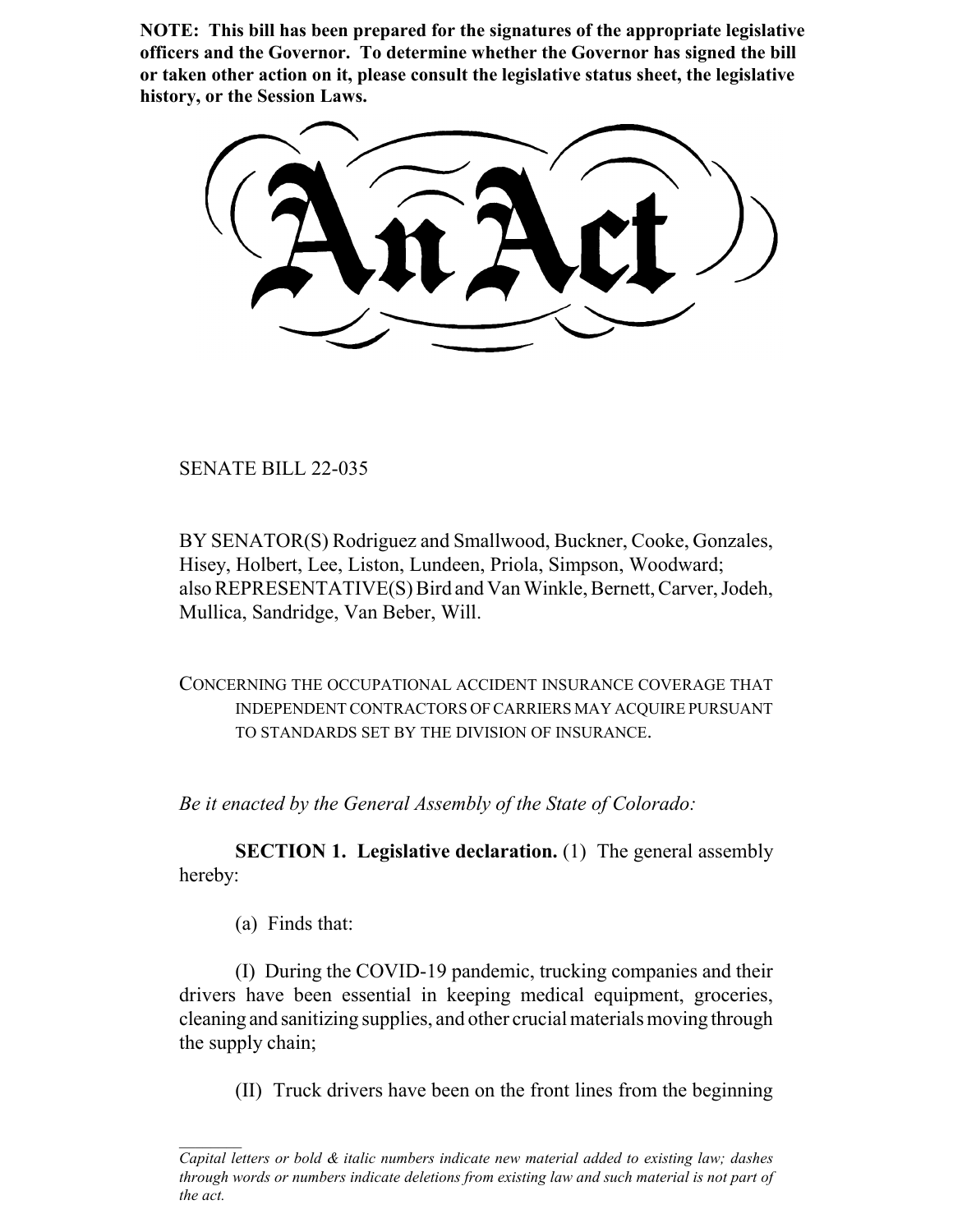**NOTE: This bill has been prepared for the signatures of the appropriate legislative officers and the Governor. To determine whether the Governor has signed the bill or taken other action on it, please consult the legislative status sheet, the legislative history, or the Session Laws.**

# An Act

SENATE BILL 22-035

BY SENATOR(S) Rodriguez and Smallwood, Buckner, Cooke, Gonzales, Hisey, Holbert, Lee, Liston, Lundeen, Priola, Simpson, Woodward; also REPRESENTATIVE(S) Bird and Van Winkle, Bernett, Carver, Jodeh, Mullica, Sandridge, Van Beber, Will.

CONCERNING THE OCCUPATIONAL ACCIDENT INSURANCE COVERAGE THAT INDEPENDENT CONTRACTORS OF CARRIERS MAY ACQUIRE PURSUANT TO STANDARDS SET BY THE DIVISION OF INSURANCE.

*Be it enacted by the General Assembly of the State of Colorado:*

**SECTION 1. Legislative declaration.** (1) The general assembly hereby:

(a) Finds that:

(I) During the COVID-19 pandemic, trucking companies and their drivers have been essential in keeping medical equipment, groceries, cleaning and sanitizing supplies, and other crucial materials moving through the supply chain;

(II) Truck drivers have been on the front lines from the beginning

---

*Capital letters or bold & italic numbers indicate new material added to existing law; dashes through words or numbers indicate deletions from existing law and such material is not part of the act.*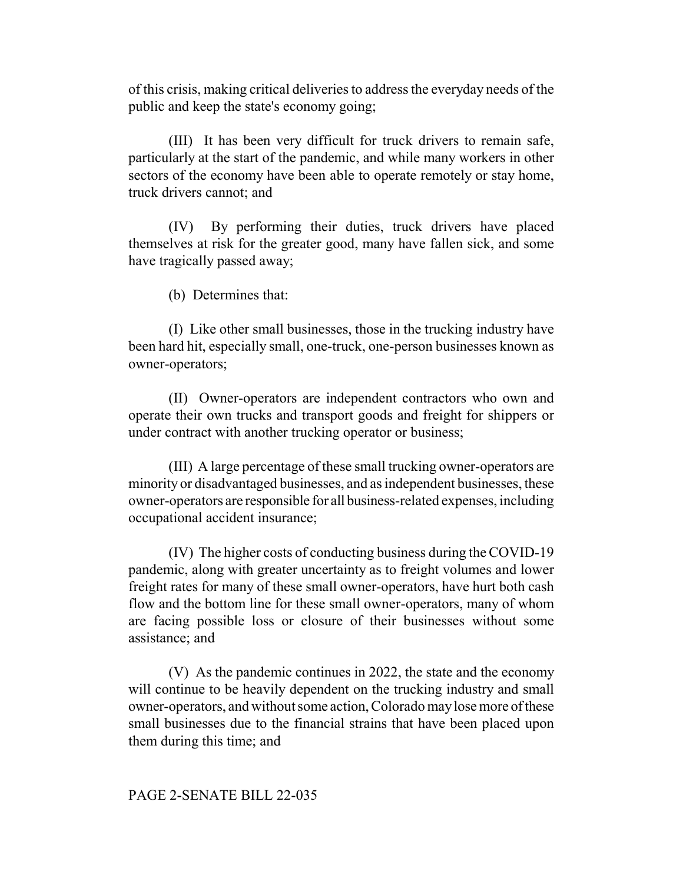of this crisis, making critical deliveries to address the everyday needs of the public and keep the state's economy going;

(III) It has been very difficult for truck drivers to remain safe, particularly at the start of the pandemic, and while many workers in other sectors of the economy have been able to operate remotely or stay home, truck drivers cannot; and

(IV) By performing their duties, truck drivers have placed themselves at risk for the greater good, many have fallen sick, and some have tragically passed away;

(b) Determines that:

(I) Like other small businesses, those in the trucking industry have been hard hit, especially small, one-truck, one-person businesses known as owner-operators;

(II) Owner-operators are independent contractors who own and operate their own trucks and transport goods and freight for shippers or under contract with another trucking operator or business;

(III) A large percentage of these small trucking owner-operators are minority or disadvantaged businesses, and as independent businesses, these owner-operators are responsible for all business-related expenses, including occupational accident insurance;

(IV) The higher costs of conducting business during the COVID-19 pandemic, along with greater uncertainty as to freight volumes and lower freight rates for many of these small owner-operators, have hurt both cash flow and the bottom line for these small owner-operators, many of whom are facing possible loss or closure of their businesses without some assistance; and

(V) As the pandemic continues in 2022, the state and the economy will continue to be heavily dependent on the trucking industry and small owner-operators, and without some action, Colorado may lose more of these small businesses due to the financial strains that have been placed upon them during this time; and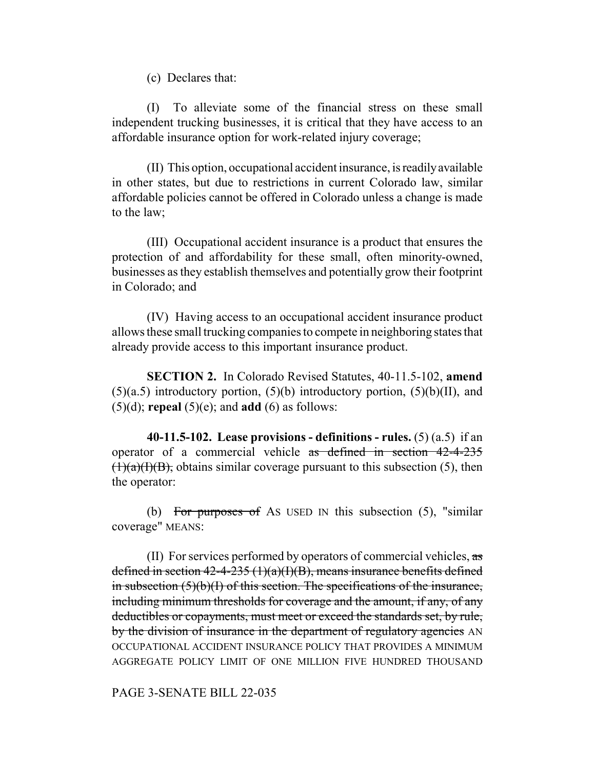(c) Declares that:

(I) To alleviate some of the financial stress on these small independent trucking businesses, it is critical that they have access to an affordable insurance option for work-related injury coverage;

(II) This option, occupational accident insurance, is readily available in other states, but due to restrictions in current Colorado law, similar affordable policies cannot be offered in Colorado unless a change is made to the law;

(III) Occupational accident insurance is a product that ensures the protection of and affordability for these small, often minority-owned, businesses as they establish themselves and potentially grow their footprint in Colorado; and

(IV) Having access to an occupational accident insurance product allows these small trucking companies to compete in neighboring states that already provide access to this important insurance product.

**SECTION 2.** In Colorado Revised Statutes, 40-11.5-102, **amend** (5)(a.5) introductory portion, (5)(b) introductory portion, (5)(b)(II), and (5)(d); **repeal** (5)(e); and **add** (6) as follows:

**40-11.5-102. Lease provisions - definitions - rules.** (5) (a.5) if an operator of a commercial vehicle ~~as defined in section 42-4-235 (1)(a)(I)(B),~~ obtains similar coverage pursuant to this subsection (5), then the operator:

(b) ~~For purposes of~~ AS USED IN this subsection (5), "similar coverage" MEANS:

(II) For services performed by operators of commercial vehicles, ~~as defined in section 42-4-235 (1)(a)(I)(B), means insurance benefits defined in subsection (5)(b)(I) of this section. The specifications of the insurance, including minimum thresholds for coverage and the amount, if any, of any deductibles or copayments, must meet or exceed the standards set, by rule, by the division of insurance in the department of regulatory agencies~~ AN OCCUPATIONAL ACCIDENT INSURANCE POLICY THAT PROVIDES A MINIMUM AGGREGATE POLICY LIMIT OF ONE MILLION FIVE HUNDRED THOUSAND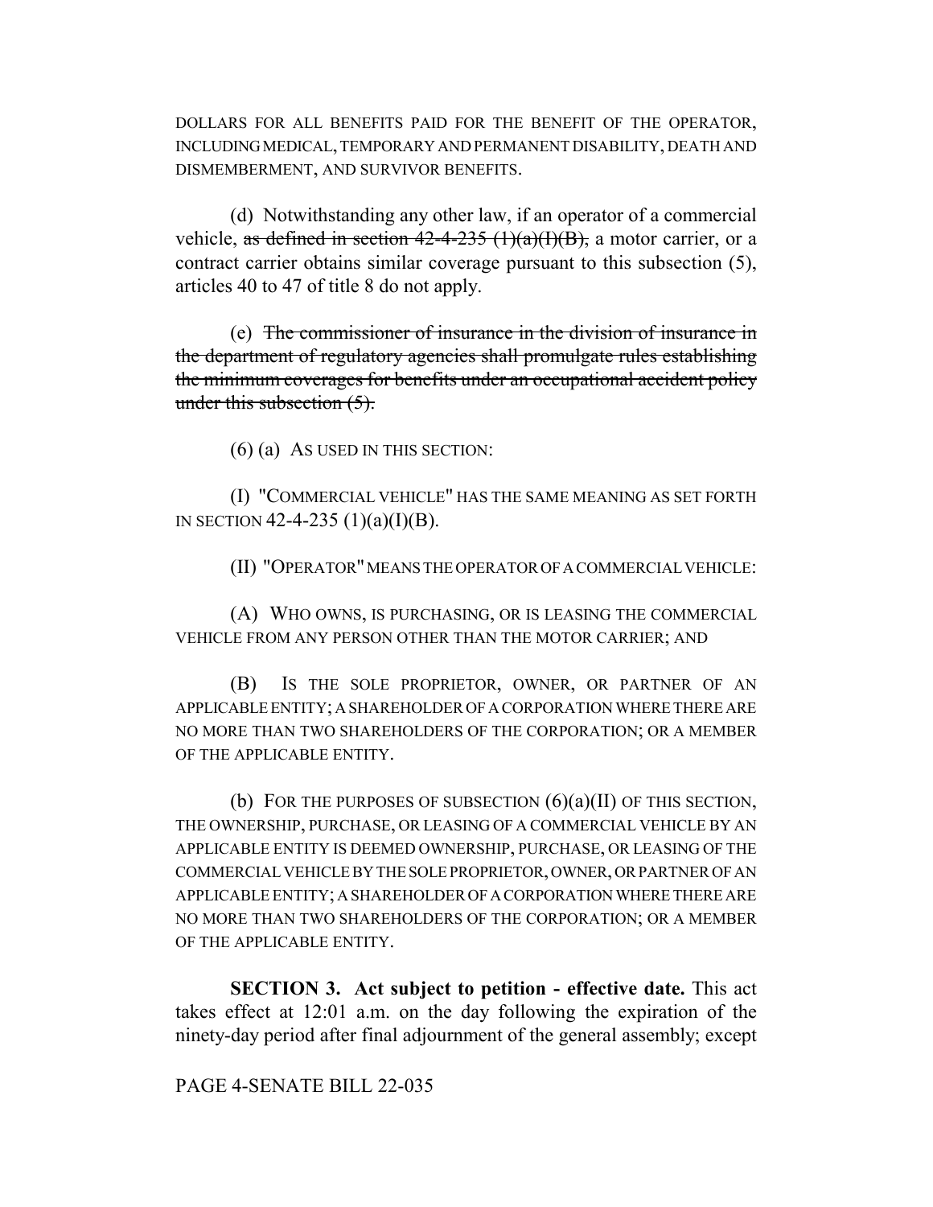DOLLARS FOR ALL BENEFITS PAID FOR THE BENEFIT OF THE OPERATOR, INCLUDING MEDICAL, TEMPORARY AND PERMANENT DISABILITY, DEATH AND DISMEMBERMENT, AND SURVIVOR BENEFITS.

(d) Notwithstanding any other law, if an operator of a commercial vehicle, ~~as defined in section 42-4-235 (1)(a)(I)(B),~~ a motor carrier, or a contract carrier obtains similar coverage pursuant to this subsection (5), articles 40 to 47 of title 8 do not apply.

(e) ~~The commissioner of insurance in the division of insurance in the department of regulatory agencies shall promulgate rules establishing the minimum coverages for benefits under an occupational accident policy under this subsection (5).~~

(6) (a) AS USED IN THIS SECTION:

(I) "COMMERCIAL VEHICLE" HAS THE SAME MEANING AS SET FORTH IN SECTION 42-4-235 (1)(a)(I)(B).

(II) "OPERATOR" MEANS THE OPERATOR OF A COMMERCIAL VEHICLE:

(A) WHO OWNS, IS PURCHASING, OR IS LEASING THE COMMERCIAL VEHICLE FROM ANY PERSON OTHER THAN THE MOTOR CARRIER; AND

(B) IS THE SOLE PROPRIETOR, OWNER, OR PARTNER OF AN APPLICABLE ENTITY; A SHAREHOLDER OF A CORPORATION WHERE THERE ARE NO MORE THAN TWO SHAREHOLDERS OF THE CORPORATION; OR A MEMBER OF THE APPLICABLE ENTITY.

(b) FOR THE PURPOSES OF SUBSECTION (6)(a)(II) OF THIS SECTION, THE OWNERSHIP, PURCHASE, OR LEASING OF A COMMERCIAL VEHICLE BY AN APPLICABLE ENTITY IS DEEMED OWNERSHIP, PURCHASE, OR LEASING OF THE COMMERCIAL VEHICLE BY THE SOLE PROPRIETOR, OWNER, OR PARTNER OF AN APPLICABLE ENTITY; A SHAREHOLDER OF A CORPORATION WHERE THERE ARE NO MORE THAN TWO SHAREHOLDERS OF THE CORPORATION; OR A MEMBER OF THE APPLICABLE ENTITY.

**SECTION 3. Act subject to petition - effective date.** This act takes effect at 12:01 a.m. on the day following the expiration of the ninety-day period after final adjournment of the general assembly; except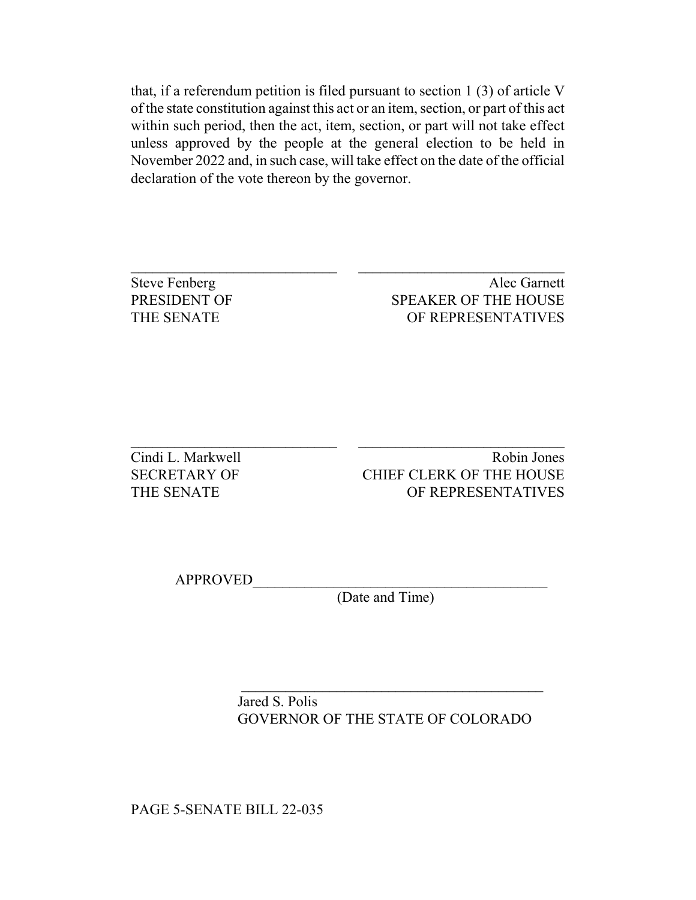that, if a referendum petition is filed pursuant to section 1 (3) of article V of the state constitution against this act or an item, section, or part of this act within such period, then the act, item, section, or part will not take effect unless approved by the people at the general election to be held in November 2022 and, in such case, will take effect on the date of the official declaration of the vote thereon by the governor.

\_\_\_\_\_\_\_\_\_\_\_\_\_\_\_\_\_\_\_\_\_\_\_\_\_\_\_\_
Steve Fenberg
PRESIDENT OF
THE SENATE

\_\_\_\_\_\_\_\_\_\_\_\_\_\_\_\_\_\_\_\_\_\_\_\_\_\_\_\_
Alec Garnett
SPEAKER OF THE HOUSE
OF REPRESENTATIVES

\_\_\_\_\_\_\_\_\_\_\_\_\_\_\_\_\_\_\_\_\_\_\_\_\_\_\_\_
Cindi L. Markwell
SECRETARY OF
THE SENATE

\_\_\_\_\_\_\_\_\_\_\_\_\_\_\_\_\_\_\_\_\_\_\_\_\_\_\_\_
Robin Jones
CHIEF CLERK OF THE HOUSE
OF REPRESENTATIVES

APPROVED\_\_\_\_\_\_\_\_\_\_\_\_\_\_\_\_\_\_\_\_\_\_\_\_\_\_\_\_\_\_\_\_\_\_\_\_\_\_\_\_
(Date and Time)

\_\_\_\_\_\_\_\_\_\_\_\_\_\_\_\_\_\_\_\_\_\_\_\_\_\_\_\_\_\_\_\_\_\_\_\_\_\_\_\_\_\_
Jared S. Polis
GOVERNOR OF THE STATE OF COLORADO

PAGE 5-SENATE BILL 22-035